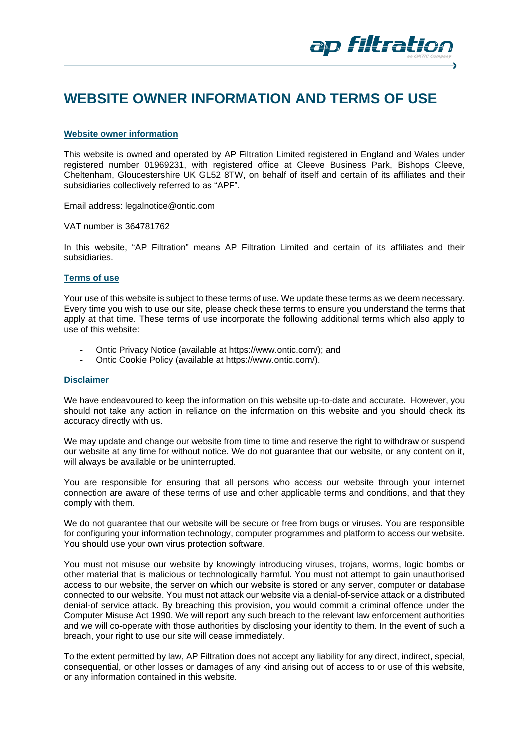# WEBSITE OWNER INFORMATION AND TERMS OF USE

## Website owner information

This website is owned and operated by AP Filtration Limited registered in England and Wales under registered number 01969231, with registered office at Cleeve Business Park, Bishops Cleeve, Cheltenham, Gloucestershire UK GL52 8TW, on behalf of itself and certain of its affiliates and their subsidiaries collectively referred to as "APF".

Email address: legalnotice@ontic.com

VAT number is 364781762

In this website, "AP Filtration" means AP Filtration Limited and certain of its affiliates and their subsidiaries.

## Terms of use

Your use of this website is subject to these terms of use. We update these terms as we deem necessary. Every time you wish to use our site, please check these terms to ensure you understand the terms that apply at that time. These terms of use incorporate the following additional terms which also apply to use of this website:

- Ontic Privacy Notice (available at https://www.ontic.com/); and
- Ontic Cookie Policy (available at https://www.ontic.com/).

### Disclaimer

We have endeavoured to keep the information on this website up-to-date and accurate. However, you should not take any action in reliance on the information on this website and you should check its accuracy directly with us.

We may update and change our website from time to time and reserve the right to withdraw or suspend our website at any time for without notice. We do not guarantee that our website, or any content on it, will always be available or be uninterrupted.

You are responsible for ensuring that all persons who access our website through your internet connection are aware of these terms of use and other applicable terms and conditions, and that they comply with them.

We do not guarantee that our website will be secure or free from bugs or viruses. You are responsible for configuring your information technology, computer programmes and platform to access our website. You should use your own virus protection software.

You must not misuse our website by knowingly introducing viruses, trojans, worms, logic bombs or other material that is malicious or technologically harmful. You must not attempt to gain unauthorised access to our website, the server on which our website is stored or any server, computer or database connected to our website. You must not attack our website via a denial-of-service attack or a distributed denial-of service attack. By breaching this provision, you would commit a criminal offence under the Computer Misuse Act 1990. We will report any such breach to the relevant law enforcement authorities and we will co-operate with those authorities by disclosing your identity to them. In the event of such a breach, your right to use our site will cease immediately.

To the extent permitted by law, AP Filtration does not accept any liability for any direct, indirect, special, consequential, or other losses or damages of any kind arising out of access to or use of this website, or any information contained in this website.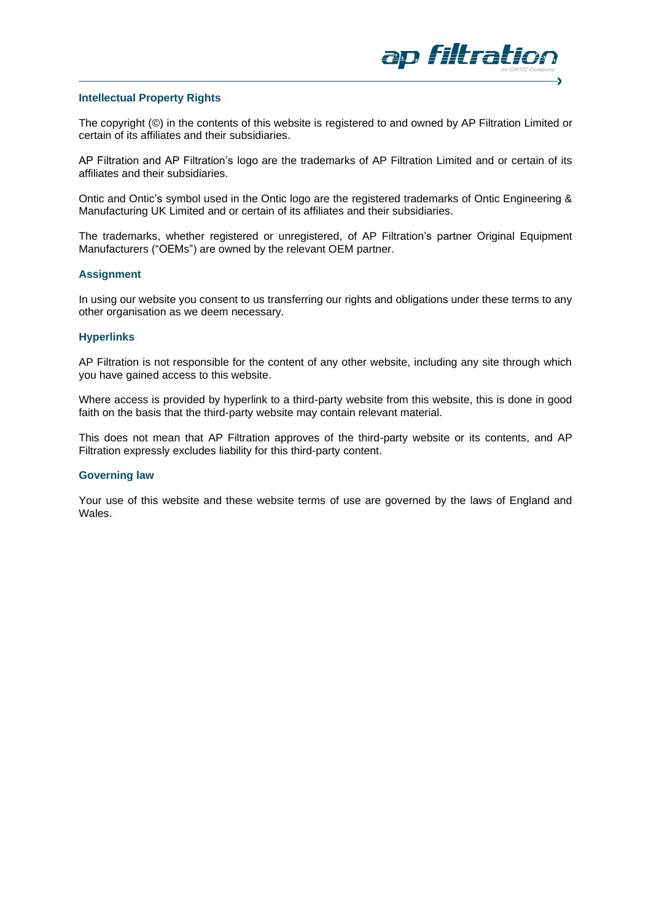## Intellectual Property Rights

The copyright (©) in the contents of this website is registered to and owned by AP Filtration Limited or certain of its affiliates and their subsidiaries.

AP Filtration and AP Filtration's logo are the trademarks of AP Filtration Limited and or certain of its affiliates and their subsidiaries.

Ontic and Ontic's symbol used in the Ontic logo are the registered trademarks of Ontic Engineering & Manufacturing UK Limited and or certain of its affiliates and their subsidiaries.

The trademarks, whether registered or unregistered, of AP Filtration's partner Original Equipment Manufacturers ("OEMs") are owned by the relevant OEM partner.

## Assignment

In using our website you consent to us transferring our rights and obligations under these terms to any other organisation as we deem necessary.

## Hyperlinks

AP Filtration is not responsible for the content of any other website, including any site through which you have gained access to this website.

Where access is provided by hyperlink to a third-party website from this website, this is done in good faith on the basis that the third-party website may contain relevant material.

This does not mean that AP Filtration approves of the third-party website or its contents, and AP Filtration expressly excludes liability for this third-party content.

## Governing law

Your use of this website and these website terms of use are governed by the laws of England and Wales.